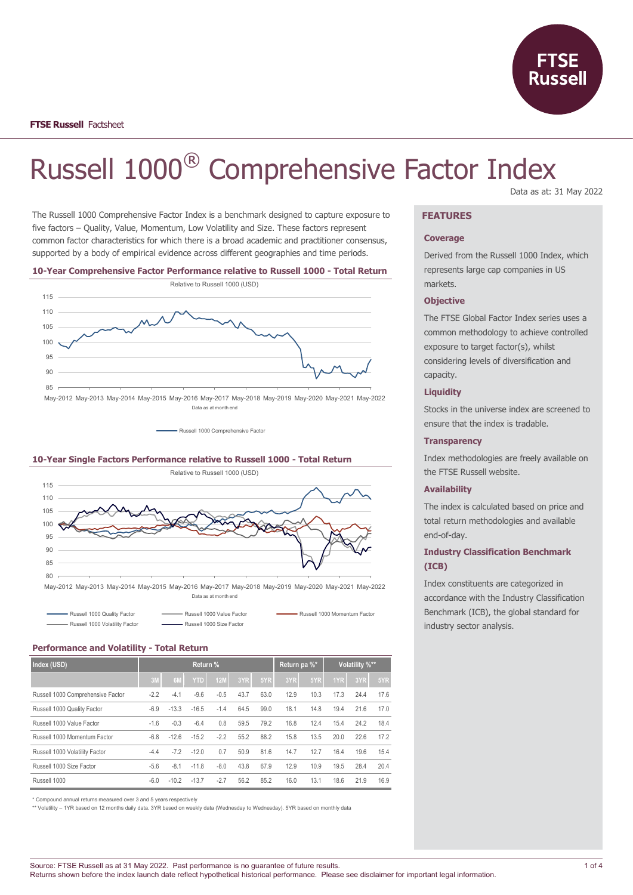**FTSE Russell** Factsheet

# Russell 1000® Comprehensive Factor Index

Data as at: 31 May 2022

The Russell 1000 Comprehensive Factor Index is a benchmark designed to capture exposure to five factors – Quality, Value, Momentum, Low Volatility and Size. These factors represent common factor characteristics for which there is a broad academic and practitioner consensus, supported by a body of empirical evidence across different geographies and time periods.

### 10-Year Comprehensive Factor Performance relative to Russell 1000 - Total Return

Relative to Russell 1000 (USD)

Data as at month end

Russell 1000 Comprehensive Factor

### 10-Year Single Factors Performance relative to Russell 1000 - Total Return

Relative to Russell 1000 (USD)

Data as at month end

Russell 1000 Quality Factor, Russell 1000 Value Factor, Russell 1000 Momentum Factor, Russell 1000 Volatility Factor, Russell 1000 Size Factor

### Performance and Volatility - Total Return

| Index (USD) | Return % | | | | | | Return pa %* | | Volatility %** | | |
|---|---|---|---|---|---|---|---|---|---|---|---|
| | 3M | 6M | YTD | 12M | 3YR | 5YR | 3YR | 5YR | 1YR | 3YR | 5YR |
| Russell 1000 Comprehensive Factor | -2.2 | -4.1 | -9.6 | -0.5 | 43.7 | 63.0 | 12.9 | 10.3 | 17.3 | 24.4 | 17.6 |
| Russell 1000 Quality Factor | -6.9 | -13.3 | -16.5 | -1.4 | 64.5 | 99.0 | 18.1 | 14.8 | 19.4 | 21.6 | 17.0 |
| Russell 1000 Value Factor | -1.6 | -0.3 | -6.4 | 0.8 | 59.5 | 79.2 | 16.8 | 12.4 | 15.4 | 24.2 | 18.4 |
| Russell 1000 Momentum Factor | -6.8 | -12.6 | -15.2 | -2.2 | 55.2 | 88.2 | 15.8 | 13.5 | 20.0 | 22.6 | 17.2 |
| Russell 1000 Volatility Factor | -4.4 | -7.2 | -12.0 | 0.7 | 50.9 | 81.6 | 14.7 | 12.7 | 16.4 | 19.6 | 15.4 |
| Russell 1000 Size Factor | -5.6 | -8.1 | -11.8 | -8.0 | 43.8 | 67.9 | 12.9 | 10.9 | 19.5 | 28.4 | 20.4 |
| Russell 1000 | -6.0 | -10.2 | -13.7 | -2.7 | 56.2 | 85.2 | 16.0 | 13.1 | 18.6 | 21.9 | 16.9 |

\* Compound annual returns measured over 3 and 5 years respectively

** Volatility – 1YR based on 12 months daily data. 3YR based on weekly data (Wednesday to Wednesday). 5YR based on monthly data

## FEATURES

### Coverage

Derived from the Russell 1000 Index, which represents large cap companies in US markets.

### Objective

The FTSE Global Factor Index series uses a common methodology to achieve controlled exposure to target factor(s), whilst considering levels of diversification and capacity.

### Liquidity

Stocks in the universe index are screened to ensure that the index is tradable.

### Transparency

Index methodologies are freely available on the FTSE Russell website.

### Availability

The index is calculated based on price and total return methodologies and available end-of-day.

### Industry Classification Benchmark (ICB)

Index constituents are categorized in accordance with the Industry Classification Benchmark (ICB), the global standard for industry sector analysis.

Source: FTSE Russell as at 31 May 2022. Past performance is no guarantee of future results.
Returns shown before the index launch date reflect hypothetical historical performance. Please see disclaimer for important legal information.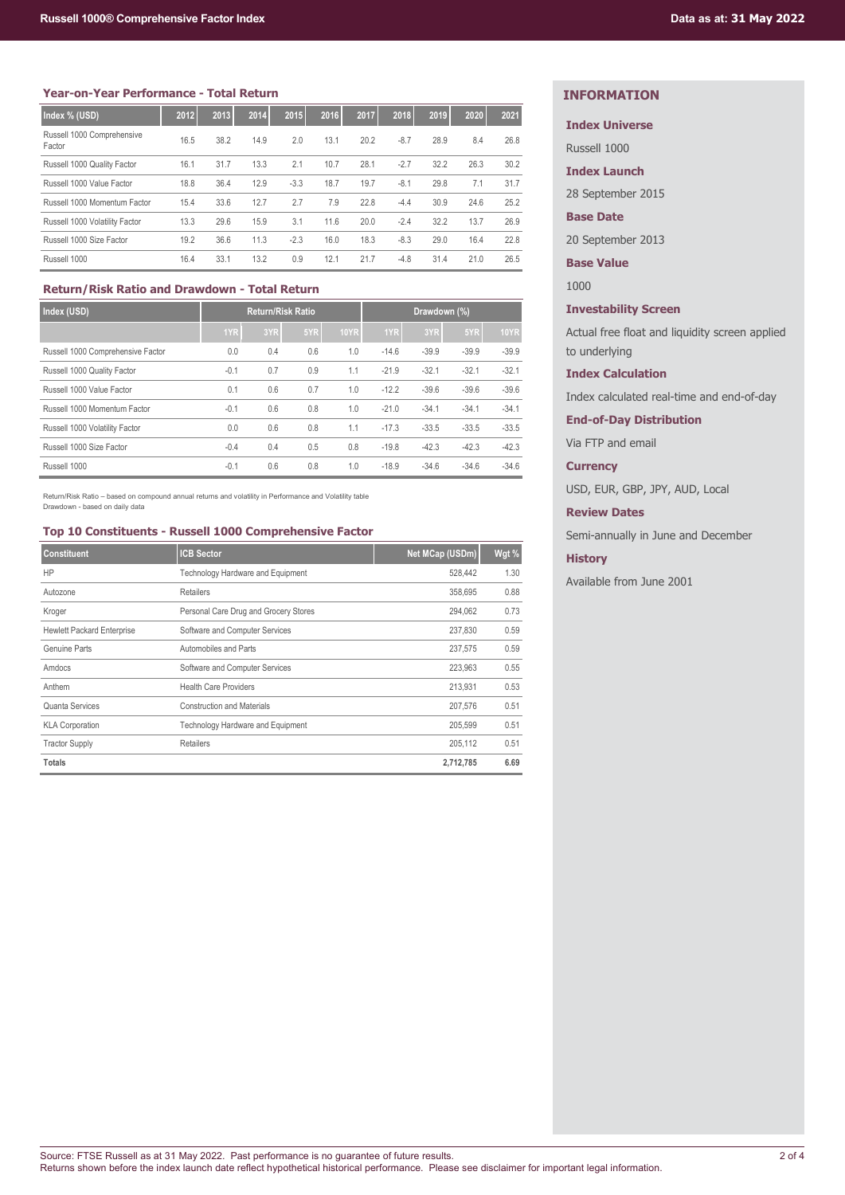## Year-on-Year Performance - Total Return

| Index % (USD) | 2012 | 2013 | 2014 | 2015 | 2016 | 2017 | 2018 | 2019 | 2020 | 2021 |
|---|---|---|---|---|---|---|---|---|---|---|
| Russell 1000 Comprehensive Factor | 16.5 | 38.2 | 14.9 | 2.0 | 13.1 | 20.2 | -8.7 | 28.9 | 8.4 | 26.8 |
| Russell 1000 Quality Factor | 16.1 | 31.7 | 13.3 | 2.1 | 10.7 | 28.1 | -2.7 | 32.2 | 26.3 | 30.2 |
| Russell 1000 Value Factor | 18.8 | 36.4 | 12.9 | -3.3 | 18.7 | 19.7 | -8.1 | 29.8 | 7.1 | 31.7 |
| Russell 1000 Momentum Factor | 15.4 | 33.6 | 12.7 | 2.7 | 7.9 | 22.8 | -4.4 | 30.9 | 24.6 | 25.2 |
| Russell 1000 Volatility Factor | 13.3 | 29.6 | 15.9 | 3.1 | 11.6 | 20.0 | -2.4 | 32.2 | 13.7 | 26.9 |
| Russell 1000 Size Factor | 19.2 | 36.6 | 11.3 | -2.3 | 16.0 | 18.3 | -8.3 | 29.0 | 16.4 | 22.8 |
| Russell 1000 | 16.4 | 33.1 | 13.2 | 0.9 | 12.1 | 21.7 | -4.8 | 31.4 | 21.0 | 26.5 |

## Return/Risk Ratio and Drawdown - Total Return

| Index (USD) | Return/Risk Ratio | | | | Drawdown (%) | | | |
|---|---|---|---|---|---|---|---|---|
| | 1YR | 3YR | 5YR | 10YR | 1YR | 3YR | 5YR | 10YR |
| Russell 1000 Comprehensive Factor | 0.0 | 0.4 | 0.6 | 1.0 | -14.6 | -39.9 | -39.9 | -39.9 |
| Russell 1000 Quality Factor | -0.1 | 0.7 | 0.9 | 1.1 | -21.9 | -32.1 | -32.1 | -32.1 |
| Russell 1000 Value Factor | 0.1 | 0.6 | 0.7 | 1.0 | -12.2 | -39.6 | -39.6 | -39.6 |
| Russell 1000 Momentum Factor | -0.1 | 0.6 | 0.8 | 1.0 | -21.0 | -34.1 | -34.1 | -34.1 |
| Russell 1000 Volatility Factor | 0.0 | 0.6 | 0.8 | 1.1 | -17.3 | -33.5 | -33.5 | -33.5 |
| Russell 1000 Size Factor | -0.4 | 0.4 | 0.5 | 0.8 | -19.8 | -42.3 | -42.3 | -42.3 |
| Russell 1000 | -0.1 | 0.6 | 0.8 | 1.0 | -18.9 | -34.6 | -34.6 | -34.6 |

Return/Risk Ratio – based on compound annual returns and volatility in Performance and Volatility table
Drawdown - based on daily data

## Top 10 Constituents - Russell 1000 Comprehensive Factor

| Constituent | ICB Sector | Net MCap (USDm) | Wgt % |
|---|---|---|---|
| HP | Technology Hardware and Equipment | 528,442 | 1.30 |
| Autozone | Retailers | 358,695 | 0.88 |
| Kroger | Personal Care Drug and Grocery Stores | 294,062 | 0.73 |
| Hewlett Packard Enterprise | Software and Computer Services | 237,830 | 0.59 |
| Genuine Parts | Automobiles and Parts | 237,575 | 0.59 |
| Amdocs | Software and Computer Services | 223,963 | 0.55 |
| Anthem | Health Care Providers | 213,931 | 0.53 |
| Quanta Services | Construction and Materials | 207,576 | 0.51 |
| KLA Corporation | Technology Hardware and Equipment | 205,599 | 0.51 |
| Tractor Supply | Retailers | 205,112 | 0.51 |
| **Totals** | | **2,712,785** | **6.69** |

## INFORMATION

**Index Universe**

Russell 1000

**Index Launch**

28 September 2015

**Base Date**

20 September 2013

**Base Value**

1000

**Investability Screen**

Actual free float and liquidity screen applied to underlying

**Index Calculation**

Index calculated real-time and end-of-day

**End-of-Day Distribution**

Via FTP and email

**Currency**

USD, EUR, GBP, JPY, AUD, Local

**Review Dates**

Semi-annually in June and December

**History**

Available from June 2001

Source: FTSE Russell as at 31 May 2022. Past performance is no guarantee of future results.
Returns shown before the index launch date reflect hypothetical historical performance. Please see disclaimer for important legal information.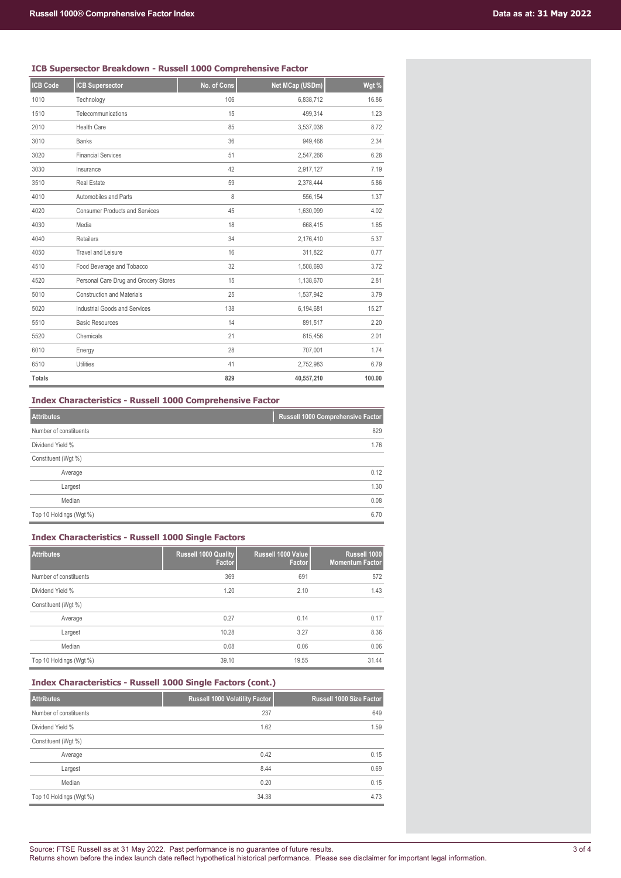### ICB Supersector Breakdown - Russell 1000 Comprehensive Factor

| ICB Code | ICB Supersector | No. of Cons | Net MCap (USDm) | Wgt % |
|---|---|---|---|---|
| 1010 | Technology | 106 | 6,838,712 | 16.86 |
| 1510 | Telecommunications | 15 | 499,314 | 1.23 |
| 2010 | Health Care | 85 | 3,537,038 | 8.72 |
| 3010 | Banks | 36 | 949,468 | 2.34 |
| 3020 | Financial Services | 51 | 2,547,266 | 6.28 |
| 3030 | Insurance | 42 | 2,917,127 | 7.19 |
| 3510 | Real Estate | 59 | 2,378,444 | 5.86 |
| 4010 | Automobiles and Parts | 8 | 556,154 | 1.37 |
| 4020 | Consumer Products and Services | 45 | 1,630,099 | 4.02 |
| 4030 | Media | 18 | 668,415 | 1.65 |
| 4040 | Retailers | 34 | 2,176,410 | 5.37 |
| 4050 | Travel and Leisure | 16 | 311,822 | 0.77 |
| 4510 | Food Beverage and Tobacco | 32 | 1,508,693 | 3.72 |
| 4520 | Personal Care Drug and Grocery Stores | 15 | 1,138,670 | 2.81 |
| 5010 | Construction and Materials | 25 | 1,537,942 | 3.79 |
| 5020 | Industrial Goods and Services | 138 | 6,194,681 | 15.27 |
| 5510 | Basic Resources | 14 | 891,517 | 2.20 |
| 5520 | Chemicals | 21 | 815,456 | 2.01 |
| 6010 | Energy | 28 | 707,001 | 1.74 |
| 6510 | Utilities | 41 | 2,752,983 | 6.79 |
| **Totals** | | **829** | **40,557,210** | **100.00** |

### Index Characteristics - Russell 1000 Comprehensive Factor

| Attributes | Russell 1000 Comprehensive Factor |
|---|---|
| Number of constituents | 829 |
| Dividend Yield % | 1.76 |
| Constituent (Wgt %) | |
| Average | 0.12 |
| Largest | 1.30 |
| Median | 0.08 |
| Top 10 Holdings (Wgt %) | 6.70 |

### Index Characteristics - Russell 1000 Single Factors

| Attributes | Russell 1000 Quality Factor | Russell 1000 Value Factor | Russell 1000 Momentum Factor |
|---|---|---|---|
| Number of constituents | 369 | 691 | 572 |
| Dividend Yield % | 1.20 | 2.10 | 1.43 |
| Constituent (Wgt %) | | | |
| Average | 0.27 | 0.14 | 0.17 |
| Largest | 10.28 | 3.27 | 8.36 |
| Median | 0.08 | 0.06 | 0.06 |
| Top 10 Holdings (Wgt %) | 39.10 | 19.55 | 31.44 |

### Index Characteristics - Russell 1000 Single Factors (cont.)

| Attributes | Russell 1000 Volatility Factor | Russell 1000 Size Factor |
|---|---|---|
| Number of constituents | 237 | 649 |
| Dividend Yield % | 1.62 | 1.59 |
| Constituent (Wgt %) | | |
| Average | 0.42 | 0.15 |
| Largest | 8.44 | 0.69 |
| Median | 0.20 | 0.15 |
| Top 10 Holdings (Wgt %) | 34.38 | 4.73 |

Source: FTSE Russell as at 31 May 2022. Past performance is no guarantee of future results.
Returns shown before the index launch date reflect hypothetical historical performance. Please see disclaimer for important legal information.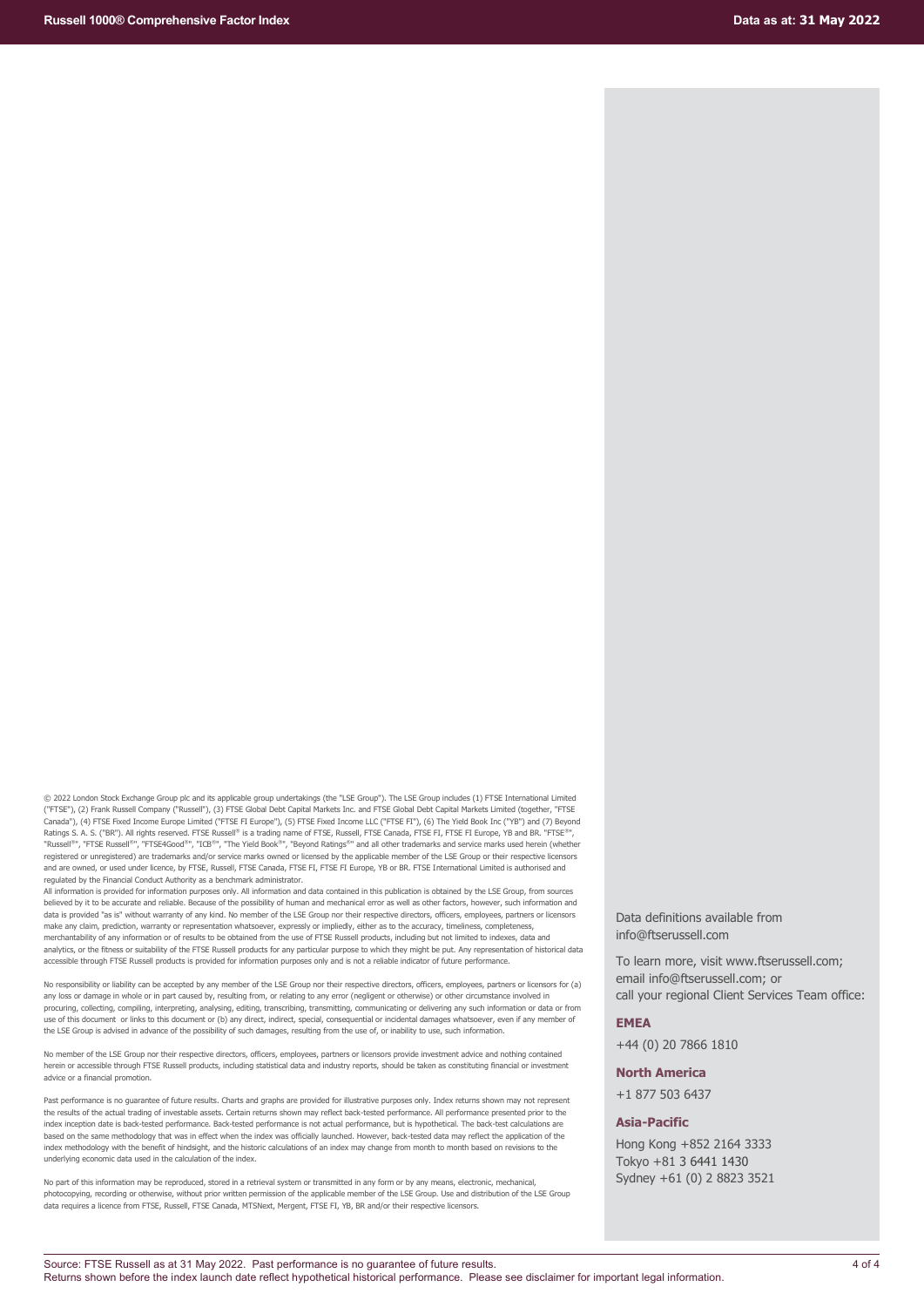© 2022 London Stock Exchange Group plc and its applicable group undertakings (the "LSE Group"). The LSE Group includes (1) FTSE International Limited ("FTSE"), (2) Frank Russell Company ("Russell"), (3) FTSE Global Debt Capital Markets Inc. and FTSE Global Debt Capital Markets Limited (together, "FTSE Canada"), (4) FTSE Fixed Income Europe Limited ("FTSE FI Europe"), (5) FTSE Fixed Income LLC ("FTSE FI"), (6) The Yield Book Inc ("YB") and (7) Beyond Ratings S. A. S. ("BR"). All rights reserved. FTSE Russell® is a trading name of FTSE, Russell, FTSE Canada, FTSE FI, FTSE FI Europe, YB and BR. "FTSE®", "Russell®", "FTSE Russell®", "FTSE4Good®", "ICB®", "The Yield Book®", "Beyond Ratings®" and all other trademarks and service marks used herein (whether registered or unregistered) are trademarks and/or service marks owned or licensed by the applicable member of the LSE Group or their respective licensors and are owned, or used under licence, by FTSE, Russell, FTSE Canada, FTSE FI, FTSE FI Europe, YB or BR. FTSE International Limited is authorised and regulated by the Financial Conduct Authority as a benchmark administrator.

All information is provided for information purposes only. All information and data contained in this publication is obtained by the LSE Group, from sources believed by it to be accurate and reliable. Because of the possibility of human and mechanical error as well as other factors, however, such information and data is provided "as is" without warranty of any kind. No member of the LSE Group nor their respective directors, officers, employees, partners or licensors make any claim, prediction, warranty or representation whatsoever, expressly or impliedly, either as to the accuracy, timeliness, completeness, merchantability of any information or of results to be obtained from the use of FTSE Russell products, including but not limited to indexes, data and analytics, or the fitness or suitability of the FTSE Russell products for any particular purpose to which they might be put. Any representation of historical data accessible through FTSE Russell products is provided for information purposes only and is not a reliable indicator of future performance.

No responsibility or liability can be accepted by any member of the LSE Group nor their respective directors, officers, employees, partners or licensors for (a) any loss or damage in whole or in part caused by, resulting from, or relating to any error (negligent or otherwise) or other circumstance involved in procuring, collecting, compiling, interpreting, analysing, editing, transcribing, transmitting, communicating or delivering any such information or data or from use of this document or links to this document or (b) any direct, indirect, special, consequential or incidental damages whatsoever, even if any member of the LSE Group is advised in advance of the possibility of such damages, resulting from the use of, or inability to use, such information.

No member of the LSE Group nor their respective directors, officers, employees, partners or licensors provide investment advice and nothing contained herein or accessible through FTSE Russell products, including statistical data and industry reports, should be taken as constituting financial or investment advice or a financial promotion.

Past performance is no guarantee of future results. Charts and graphs are provided for illustrative purposes only. Index returns shown may not represent the results of the actual trading of investable assets. Certain returns shown may reflect back-tested performance. All performance presented prior to the index inception date is back-tested performance. Back-tested performance is not actual performance, but is hypothetical. The back-test calculations are based on the same methodology that was in effect when the index was officially launched. However, back-tested data may reflect the application of the index methodology with the benefit of hindsight, and the historic calculations of an index may change from month to month based on revisions to the underlying economic data used in the calculation of the index.

No part of this information may be reproduced, stored in a retrieval system or transmitted in any form or by any means, electronic, mechanical, photocopying, recording or otherwise, without prior written permission of the applicable member of the LSE Group. Use and distribution of the LSE Group data requires a licence from FTSE, Russell, FTSE Canada, MTSNext, Mergent, FTSE FI, YB, BR and/or their respective licensors.

Data definitions available from info@ftserussell.com

To learn more, visit www.ftserussell.com; email info@ftserussell.com; or call your regional Client Services Team office:

**EMEA**

+44 (0) 20 7866 1810

**North America**

+1 877 503 6437

**Asia-Pacific**

Hong Kong +852 2164 3333
Tokyo +81 3 6441 1430
Sydney +61 (0) 2 8823 3521

Source: FTSE Russell as at 31 May 2022. Past performance is no guarantee of future results.
Returns shown before the index launch date reflect hypothetical historical performance. Please see disclaimer for important legal information.